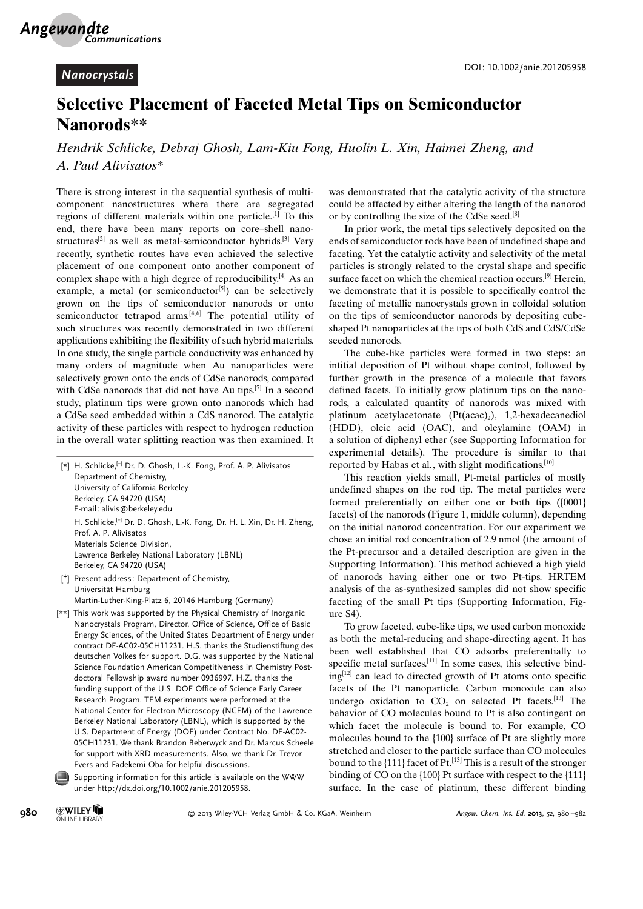*Nanocrystals*

DOI: 10.1002/anie.201205958

# Selective Placement of Faceted Metal Tips on Semiconductor Nanorods**

*Hendrik Schlicke, Debraj Ghosh, Lam-Kiu Fong, Huolin L. Xin, Haimei Zheng, and A. Paul Alivisatos**

There is strong interest in the sequential synthesis of multicomponent nanostructures where there are segregated regions of different materials within one particle.[1] To this end, there have been many reports on core–shell nanostructures[2] as well as metal-semiconductor hybrids.[3] Very recently, synthetic routes have even achieved the selective placement of one component onto another component of complex shape with a high degree of reproducibility.[4] As an example, a metal (or semiconductor[5]) can be selectively grown on the tips of semiconductor nanorods or onto semiconductor tetrapod arms.[4,6] The potential utility of such structures was recently demonstrated in two different applications exhibiting the flexibility of such hybrid materials. In one study, the single particle conductivity was enhanced by many orders of magnitude when Au nanoparticles were selectively grown onto the ends of CdSe nanorods, compared with CdSe nanorods that did not have Au tips.[7] In a second study, platinum tips were grown onto nanorods which had a CdSe seed embedded within a CdS nanorod. The catalytic activity of these particles with respect to hydrogen reduction in the overall water splitting reaction was then examined. It was demonstrated that the catalytic activity of the structure could be affected by either altering the length of the nanorod or by controlling the size of the CdSe seed.[8]

In prior work, the metal tips selectively deposited on the ends of semiconductor rods have been of undefined shape and faceting. Yet the catalytic activity and selectivity of the metal particles is strongly related to the crystal shape and specific surface facet on which the chemical reaction occurs.[9] Herein, we demonstrate that it is possible to specifically control the faceting of metallic nanocrystals grown in colloidal solution on the tips of semiconductor nanorods by depositing cube-shaped Pt nanoparticles at the tips of both CdS and CdS/CdSe seeded nanorods.

The cube-like particles were formed in two steps: an initial deposition of Pt without shape control, followed by further growth in the presence of a molecule that favors defined facets. To initially grow platinum tips on the nanorods, a calculated quantity of nanorods was mixed with platinum acetylacetonate ($Pt(acac)_2$), 1,2-hexadecanediol (HDD), oleic acid (OAC), and oleylamine (OAM) in a solution of diphenyl ether (see Supporting Information for experimental details). The procedure is similar to that reported by Habas et al., with slight modifications.[10]

This reaction yields small, Pt-metal particles of mostly undefined shapes on the rod tip. The metal particles were formed preferentially on either one or both tips ({0001} facets) of the nanorods (Figure 1, middle column), depending on the initial nanorod concentration. For our experiment we chose an initial rod concentration of 2.9 nmol (the amount of the Pt-precursor and a detailed description are given in the Supporting Information). This method achieved a high yield of nanorods having either one or two Pt-tips. HRTEM analysis of the as-synthesized samples did not show specific faceting of the small Pt tips (Supporting Information, Figure S4).

To grow faceted, cube-like tips, we used carbon monoxide as both the metal-reducing and shape-directing agent. It has been well established that CO adsorbs preferentially to specific metal surfaces.[11] In some cases, this selective binding[12] can lead to directed growth of Pt atoms onto specific facets of the Pt nanoparticle. Carbon monoxide can also undergo oxidation to $CO_2$ on selected Pt facets.[13] The behavior of CO molecules bound to Pt is also contingent on which facet the molecule is bound to. For example, CO molecules bound to the {100} surface of Pt are slightly more stretched and closer to the particle surface than CO molecules bound to the {111} facet of Pt.[13] This is a result of the stronger binding of CO on the {100} Pt surface with respect to the {111} surface. In the case of platinum, these different binding

---

[*] H. Schlicke,[+] Dr. D. Ghosh, L.-K. Fong, Prof. A. P. Alivisatos
Department of Chemistry,
University of California Berkeley
Berkeley, CA 94720 (USA)
E-mail: alivis@berkeley.edu

H. Schlicke,[+] Dr. D. Ghosh, L.-K. Fong, Dr. H. L. Xin, Dr. H. Zheng, Prof. A. P. Alivisatos
Materials Science Division,
Lawrence Berkeley National Laboratory (LBNL)
Berkeley, CA 94720 (USA)

[+] Present address: Department of Chemistry,
Universität Hamburg
Martin-Luther-King-Platz 6, 20146 Hamburg (Germany)

[**] This work was supported by the Physical Chemistry of Inorganic Nanocrystals Program, Director, Office of Science, Office of Basic Energy Sciences, of the United States Department of Energy under contract DE-AC02-05CH11231. H.S. thanks the Studienstiftung des deutschen Volkes for support. D.G. was supported by the National Science Foundation American Competitiveness in Chemistry Postdoctoral Fellowship award number 0936997. H.Z. thanks the funding support of the U.S. DOE Office of Science Early Career Research Program. TEM experiments were performed at the National Center for Electron Microscopy (NCEM) of the Lawrence Berkeley National Laboratory (LBNL), which is supported by the U.S. Department of Energy (DOE) under Contract No. DE-AC02-05CH11231. We thank Brandon Beberwyck and Dr. Marcus Scheele for support with XRD measurements. Also, we thank Dr. Trevor Evers and Fadekemi Oba for helpful discussions.

Supporting information for this article is available on the WWW under http://dx.doi.org/10.1002/anie.201205958.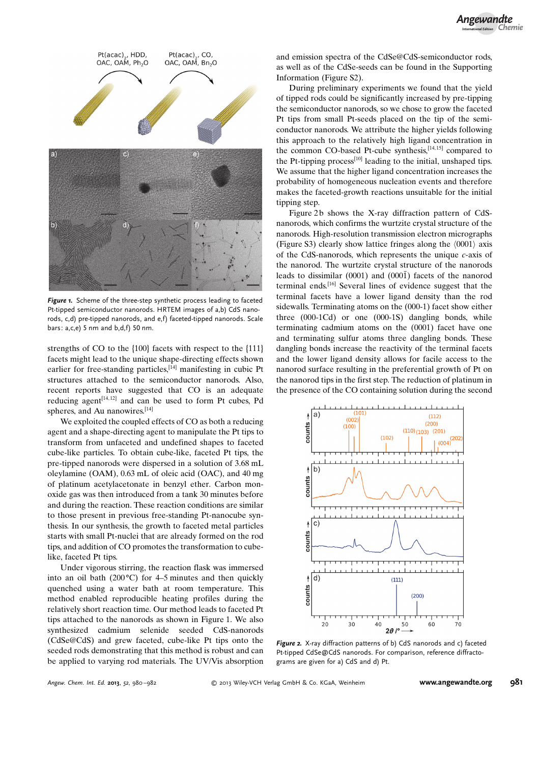Figure 1. Scheme of the three-step synthetic process leading to faceted Pt-tipped semiconductor nanorods. HRTEM images of a,b) CdS nanorods, c,d) pre-tipped nanorods, and e,f) faceted-tipped nanorods. Scale bars: a,c,e) 5 nm and b,d,f) 50 nm.

strengths of CO to the {100} facets with respect to the {111} facets might lead to the unique shape-directing effects shown earlier for free-standing particles,[14] manifesting in cubic Pt structures attached to the semiconductor nanorods. Also, recent reports have suggested that CO is an adequate reducing agent[14,12] and can be used to form Pt cubes, Pd spheres, and Au nanowires.[14]

We exploited the coupled effects of CO as both a reducing agent and a shape-directing agent to manipulate the Pt tips to transform from unfaceted and undefined shapes to faceted cube-like particles. To obtain cube-like, faceted Pt tips, the pre-tipped nanorods were dispersed in a solution of 3.68 mL oleylamine (OAM), 0.63 mL of oleic acid (OAC), and 40 mg of platinum acetylacetonate in benzyl ether. Carbon monoxide gas was then introduced from a tank 30 minutes before and during the reaction. These reaction conditions are similar to those present in previous free-standing Pt-nanocube synthesis. In our synthesis, the growth to faceted metal particles starts with small Pt-nuclei that are already formed on the rod tips, and addition of CO promotes the transformation to cube-like, faceted Pt tips.

Under vigorous stirring, the reaction flask was immersed into an oil bath (200 °C) for 4–5 minutes and then quickly quenched using a water bath at room temperature. This method enabled reproducible heating profiles during the relatively short reaction time. Our method leads to faceted Pt tips attached to the nanorods as shown in Figure 1. We also synthesized cadmium selenide seeded CdS-nanorods (CdSe@CdS) and grew faceted, cube-like Pt tips onto the seeded rods demonstrating that this method is robust and can be applied to varying rod materials. The UV/Vis absorption and emission spectra of the CdSe@CdS-semiconductor rods, as well as of the CdSe-seeds can be found in the Supporting Information (Figure S2).

During preliminary experiments we found that the yield of tipped rods could be significantly increased by pre-tipping the semiconductor nanorods, so we chose to grow the faceted Pt tips from small Pt-seeds placed on the tip of the semiconductor nanorods. We attribute the higher yields following this approach to the relatively high ligand concentration in the common CO-based Pt-cube synthesis,[14,15] compared to the Pt-tipping process[10] leading to the initial, unshaped tips. We assume that the higher ligand concentration increases the probability of homogeneous nucleation events and therefore makes the faceted-growth reactions unsuitable for the initial tipping step.

Figure 2b shows the X-ray diffraction pattern of CdS-nanorods, which confirms the wurtzite crystal structure of the nanorods. High-resolution transmission electron micrographs (Figure S3) clearly show lattice fringes along the ⟨0001⟩ axis of the CdS-nanorods, which represents the unique *c*-axis of the nanorod. The wurtzite crystal structure of the nanorods leads to dissimilar (0001) and (000$\bar{1}$) facets of the nanorod terminal ends.[16] Several lines of evidence suggest that the terminal facets have a lower ligand density than the rod sidewalls. Terminating atoms on the (000-1) facet show either three (000-1Cd) or one (000-1S) dangling bonds, while terminating cadmium atoms on the (0001) facet have one and terminating sulfur atoms three dangling bonds. These dangling bonds increase the reactivity of the terminal facets and the lower ligand density allows for facile access to the nanorod surface resulting in the preferential growth of Pt on the nanorod tips in the first step. The reduction of platinum in the presence of the CO containing solution during the second

Figure 2. X-ray diffraction patterns of b) CdS nanorods and c) faceted Pt-tipped CdSe@CdS nanorods. For comparison, reference diffractograms are given for a) CdS and d) Pt.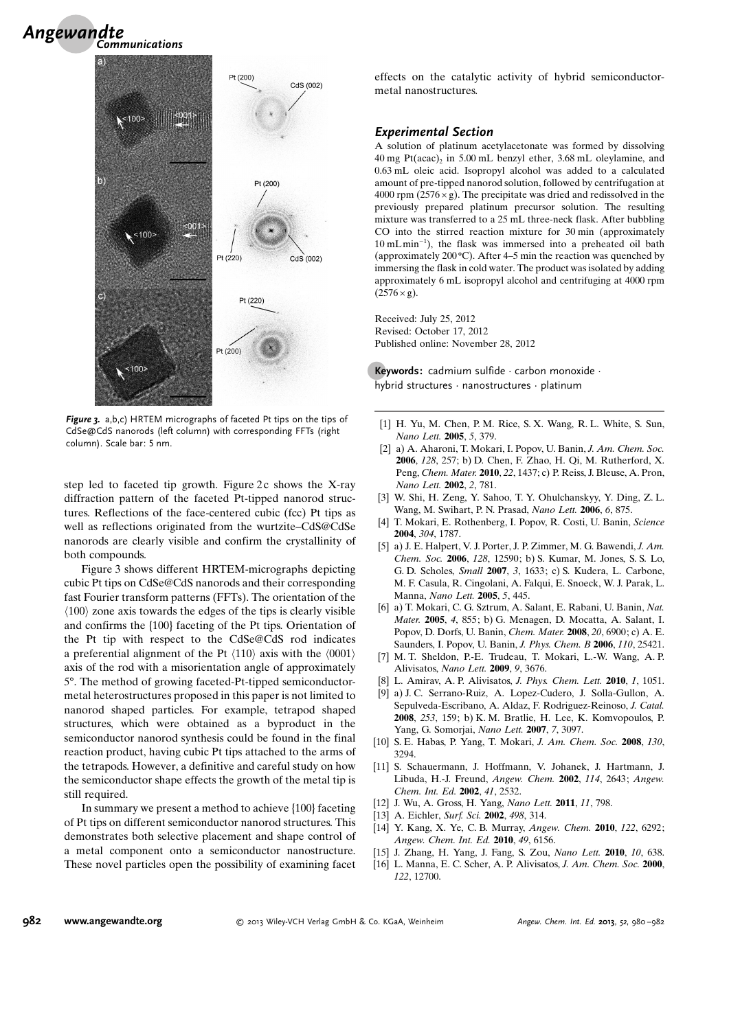Figure 3. a,b,c) HRTEM micrographs of faceted Pt tips on the tips of CdSe@CdS nanorods (left column) with corresponding FFTs (right column). Scale bar: 5 nm.

step led to faceted tip growth. Figure 2c shows the X-ray diffraction pattern of the faceted Pt-tipped nanorod structures. Reflections of the face-centered cubic (fcc) Pt tips as well as reflections originated from the wurtzite–CdS@CdSe nanorods are clearly visible and confirm the crystallinity of both compounds.

Figure 3 shows different HRTEM-micrographs depicting cubic Pt tips on CdSe@CdS nanorods and their corresponding fast Fourier transform patterns (FFTs). The orientation of the ⟨100⟩ zone axis towards the edges of the tips is clearly visible and confirms the {100} faceting of the Pt tips. Orientation of the Pt tip with respect to the CdSe@CdS rod indicates a preferential alignment of the Pt ⟨110⟩ axis with the ⟨0001⟩ axis of the rod with a misorientation angle of approximately 5°. The method of growing faceted-Pt-tipped semiconductor-metal heterostructures proposed in this paper is not limited to nanorod shaped particles. For example, tetrapod shaped structures, which were obtained as a byproduct in the semiconductor nanorod synthesis could be found in the final reaction product, having cubic Pt tips attached to the arms of the tetrapods. However, a definitive and careful study on how the semiconductor shape effects the growth of the metal tip is still required.

In summary we present a method to achieve {100} faceting of Pt tips on different semiconductor nanorod structures. This demonstrates both selective placement and shape control of a metal component onto a semiconductor nanostructure. These novel particles open the possibility of examining facet effects on the catalytic activity of hybrid semiconductor-metal nanostructures.

## Experimental Section

A solution of platinum acetylacetonate was formed by dissolving 40 mg $Pt(acac)_2$ in 5.00 mL benzyl ether, 3.68 mL oleylamine, and 0.63 mL oleic acid. Isopropyl alcohol was added to a calculated amount of pre-tipped nanorod solution, followed by centrifugation at 4000 rpm ($2576 \times g$). The precipitate was dried and redissolved in the previously prepared platinum precursor solution. The resulting mixture was transferred to a 25 mL three-neck flask. After bubbling CO into the stirred reaction mixture for 30 min (approximately 10 mL min$^{-1}$), the flask was immersed into a preheated oil bath (approximately 200°C). After 4–5 min the reaction was quenched by immersing the flask in cold water. The product was isolated by adding approximately 6 mL isopropyl alcohol and centrifuging at 4000 rpm ($2576 \times g$).

Received: July 25, 2012
Revised: October 17, 2012
Published online: November 28, 2012

**Keywords:** cadmium sulfide · carbon monoxide · hybrid structures · nanostructures · platinum

[1] H. Yu, M. Chen, P. M. Rice, S. X. Wang, R. L. White, S. Sun, *Nano Lett.* **2005**, *5*, 379.
[2] a) A. Aharoni, T. Mokari, I. Popov, U. Banin, *J. Am. Chem. Soc.* **2006**, *128*, 257; b) D. Chen, F. Zhao, H. Qi, M. Rutherford, X. Peng, *Chem. Mater.* **2010**, *22*, 1437; c) P. Reiss, J. Bleuse, A. Pron, *Nano Lett.* **2002**, *2*, 781.
[3] W. Shi, H. Zeng, Y. Sahoo, T. Y. Ohulchanskyy, Y. Ding, Z. L. Wang, M. Swihart, P. N. Prasad, *Nano Lett.* **2006**, *6*, 875.
[4] T. Mokari, E. Rothenberg, I. Popov, R. Costi, U. Banin, *Science* **2004**, *304*, 1787.
[5] a) J. E. Halpert, V. J. Porter, J. P. Zimmer, M. G. Bawendi, *J. Am. Chem. Soc.* **2006**, *128*, 12590; b) S. Kumar, M. Jones, S. S. Lo, G. D. Scholes, *Small* **2007**, *3*, 1633; c) S. Kudera, L. Carbone, M. F. Casula, R. Cingolani, A. Falqui, E. Snoeck, W. J. Parak, L. Manna, *Nano Lett.* **2005**, *5*, 445.
[6] a) T. Mokari, C. G. Sztrum, A. Salant, E. Rabani, U. Banin, *Nat. Mater.* **2005**, *4*, 855; b) G. Menagen, D. Mocatta, A. Salant, I. Popov, D. Dorfs, U. Banin, *Chem. Mater.* **2008**, *20*, 6900; c) A. E. Saunders, I. Popov, U. Banin, *J. Phys. Chem. B* **2006**, *110*, 25421.
[7] M. T. Sheldon, P.-E. Trudeau, T. Mokari, L.-W. Wang, A. P. Alivisatos, *Nano Lett.* **2009**, *9*, 3676.
[8] L. Amirav, A. P. Alivisatos, *J. Phys. Chem. Lett.* **2010**, *1*, 1051.
[9] a) J. C. Serrano-Ruiz, A. Lopez-Cudero, J. Solla-Gullon, A. Sepulveda-Escribano, A. Aldaz, F. Rodriguez-Reinoso, *J. Catal.* **2008**, *253*, 159; b) K. M. Bratlie, H. Lee, K. Komvopoulos, P. Yang, G. Somorjai, *Nano Lett.* **2007**, *7*, 3097.
[10] S. E. Habas, P. Yang, T. Mokari, *J. Am. Chem. Soc.* **2008**, *130*, 3294.
[11] S. Schauermann, J. Hoffmann, V. Johanek, J. Hartmann, J. Libuda, H.-J. Freund, *Angew. Chem.* **2002**, *114*, 2643; *Angew. Chem. Int. Ed.* **2002**, *41*, 2532.
[12] J. Wu, A. Gross, H. Yang, *Nano Lett.* **2011**, *11*, 798.
[13] A. Eichler, *Surf. Sci.* **2002**, *498*, 314.
[14] Y. Kang, X. Ye, C. B. Murray, *Angew. Chem.* **2010**, *122*, 6292; *Angew. Chem. Int. Ed.* **2010**, *49*, 6156.
[15] J. Zhang, H. Yang, J. Fang, S. Zou, *Nano Lett.* **2010**, *10*, 638.
[16] L. Manna, E. C. Scher, A. P. Alivisatos, *J. Am. Chem. Soc.* **2000**, *122*, 12700.